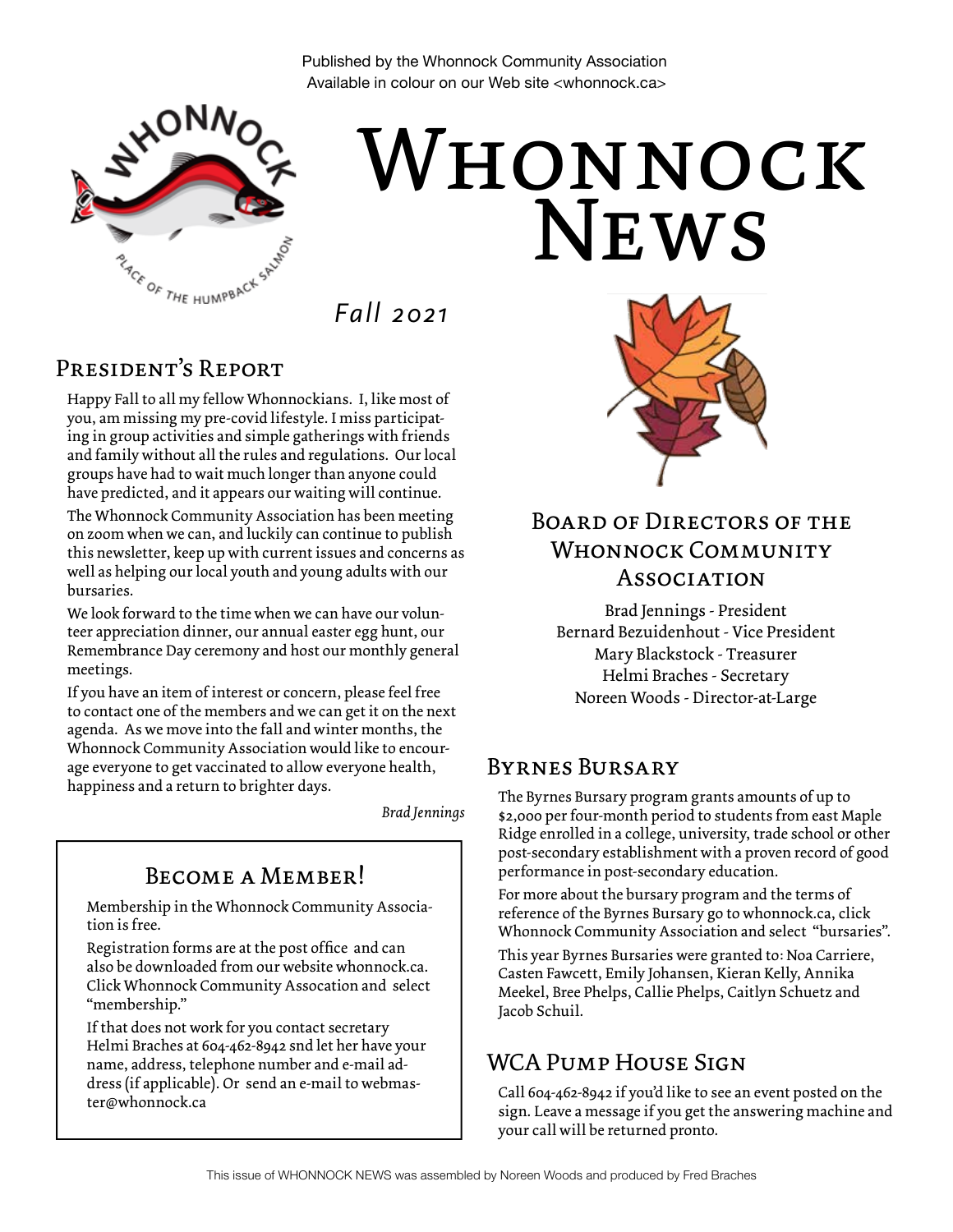Published by the Whonnock Community Association
Available in colour on our Web site <whonnock.ca>

# Whonnock News

*Fall 2021*

## President's Report

Happy Fall to all my fellow Whonnockians. I, like most of you, am missing my pre-covid lifestyle. I miss participating in group activities and simple gatherings with friends and family without all the rules and regulations. Our local groups have had to wait much longer than anyone could have predicted, and it appears our waiting will continue.

The Whonnock Community Association has been meeting on zoom when we can, and luckily can continue to publish this newsletter, keep up with current issues and concerns as well as helping our local youth and young adults with our bursaries.

We look forward to the time when we can have our volunteer appreciation dinner, our annual easter egg hunt, our Remembrance Day ceremony and host our monthly general meetings.

If you have an item of interest or concern, please feel free to contact one of the members and we can get it on the next agenda. As we move into the fall and winter months, the Whonnock Community Association would like to encourage everyone to get vaccinated to allow everyone health, happiness and a return to brighter days.

*Brad Jennings*

## Become a Member!

Membership in the Whonnock Community Association is free.

Registration forms are at the post office and can also be downloaded from our website whonnock.ca. Click Whonnock Community Assocation and select "membership."

If that does not work for you contact secretary Helmi Braches at 604-462-8942 snd let her have your name, address, telephone number and e-mail address (if applicable). Or send an e-mail to webmaster@whonnock.ca

## Board of Directors of the Whonnock Community Association

Brad Jennings - President
Bernard Bezuidenhout - Vice President
Mary Blackstock - Treasurer
Helmi Braches - Secretary
Noreen Woods - Director-at-Large

## Byrnes Bursary

The Byrnes Bursary program grants amounts of up to $2,000 per four-month period to students from east Maple Ridge enrolled in a college, university, trade school or other post-secondary establishment with a proven record of good performance in post-secondary education.

For more about the bursary program and the terms of reference of the Byrnes Bursary go to whonnock.ca, click Whonnock Community Association and select "bursaries".

This year Byrnes Bursaries were granted to: Noa Carriere, Casten Fawcett, Emily Johansen, Kieran Kelly, Annika Meekel, Bree Phelps, Callie Phelps, Caitlyn Schuetz and Jacob Schuil.

## WCA Pump House Sign

Call 604-462-8942 if you'd like to see an event posted on the sign. Leave a message if you get the answering machine and your call will be returned pronto.

This issue of WHONNOCK NEWS was assembled by Noreen Woods and produced by Fred Braches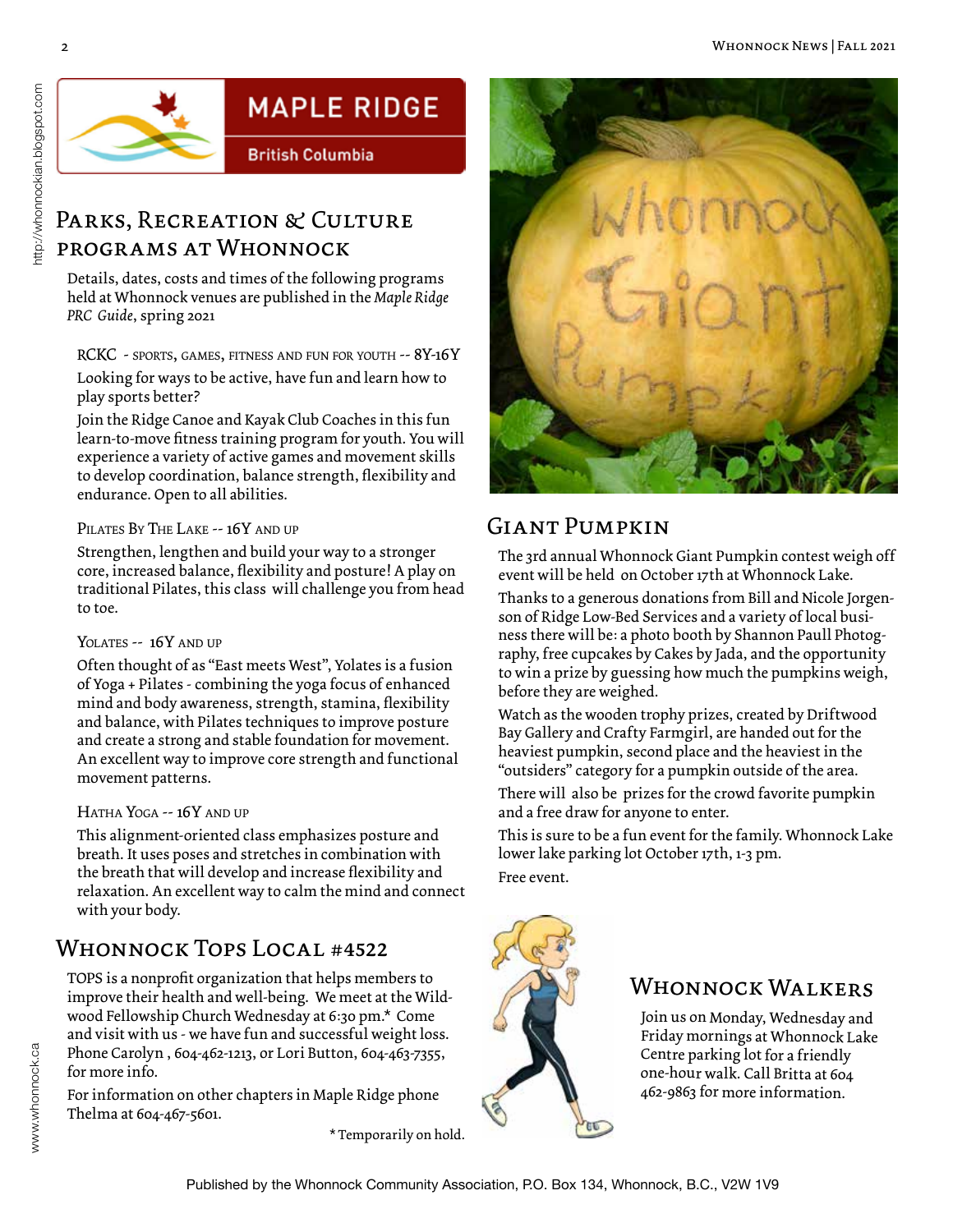# MAPLE RIDGE

British Columbia

## Parks, Recreation & Culture programs at Whonnock

Details, dates, costs and times of the following programs held at Whonnock venues are published in the *Maple Ridge PRC Guide*, spring 2021

### RCKC - sports, games, fitness and fun for youth -- 8Y-16Y

Looking for ways to be active, have fun and learn how to play sports better?

Join the Ridge Canoe and Kayak Club Coaches in this fun learn-to-move fitness training program for youth. You will experience a variety of active games and movement skills to develop coordination, balance strength, flexibility and endurance. Open to all abilities.

### Pilates By The Lake -- 16Y and up

Strengthen, lengthen and build your way to a stronger core, increased balance, flexibility and posture! A play on traditional Pilates, this class will challenge you from head to toe.

### Yolates -- 16Y and up

Often thought of as "East meets West", Yolates is a fusion of Yoga + Pilates - combining the yoga focus of enhanced mind and body awareness, strength, stamina, flexibility and balance, with Pilates techniques to improve posture and create a strong and stable foundation for movement. An excellent way to improve core strength and functional movement patterns.

### Hatha Yoga -- 16Y and up

This alignment-oriented class emphasizes posture and breath. It uses poses and stretches in combination with the breath that will develop and increase flexibility and relaxation. An excellent way to calm the mind and connect with your body.

## Whonnock Tops Local #4522

TOPS is a nonprofit organization that helps members to improve their health and well-being. We meet at the Wildwood Fellowship Church Wednesday at 6:30 pm.* Come and visit with us - we have fun and successful weight loss. Phone Carolyn , 604-462-1213, or Lori Button, 604-463-7355, for more info.

For information on other chapters in Maple Ridge phone Thelma at 604-467-5601.

\* Temporarily on hold.

## Giant Pumpkin

The 3rd annual Whonnock Giant Pumpkin contest weigh off event will be held on October 17th at Whonnock Lake.

Thanks to a generous donations from Bill and Nicole Jorgenson of Ridge Low-Bed Services and a variety of local business there will be: a photo booth by Shannon Paull Photography, free cupcakes by Cakes by Jada, and the opportunity to win a prize by guessing how much the pumpkins weigh, before they are weighed.

Watch as the wooden trophy prizes, created by Driftwood Bay Gallery and Crafty Farmgirl, are handed out for the heaviest pumpkin, second place and the heaviest in the "outsiders" category for a pumpkin outside of the area.

There will also be prizes for the crowd favorite pumpkin and a free draw for anyone to enter.

This is sure to be a fun event for the family. Whonnock Lake lower lake parking lot October 17th, 1-3 pm.

Free event.

## Whonnock Walkers

Join us on Monday, Wednesday and Friday mornings at Whonnock Lake Centre parking lot for a friendly one-hour walk. Call Britta at 604 462-9863 for more information.

Published by the Whonnock Community Association, P.O. Box 134, Whonnock, B.C., V2W 1V9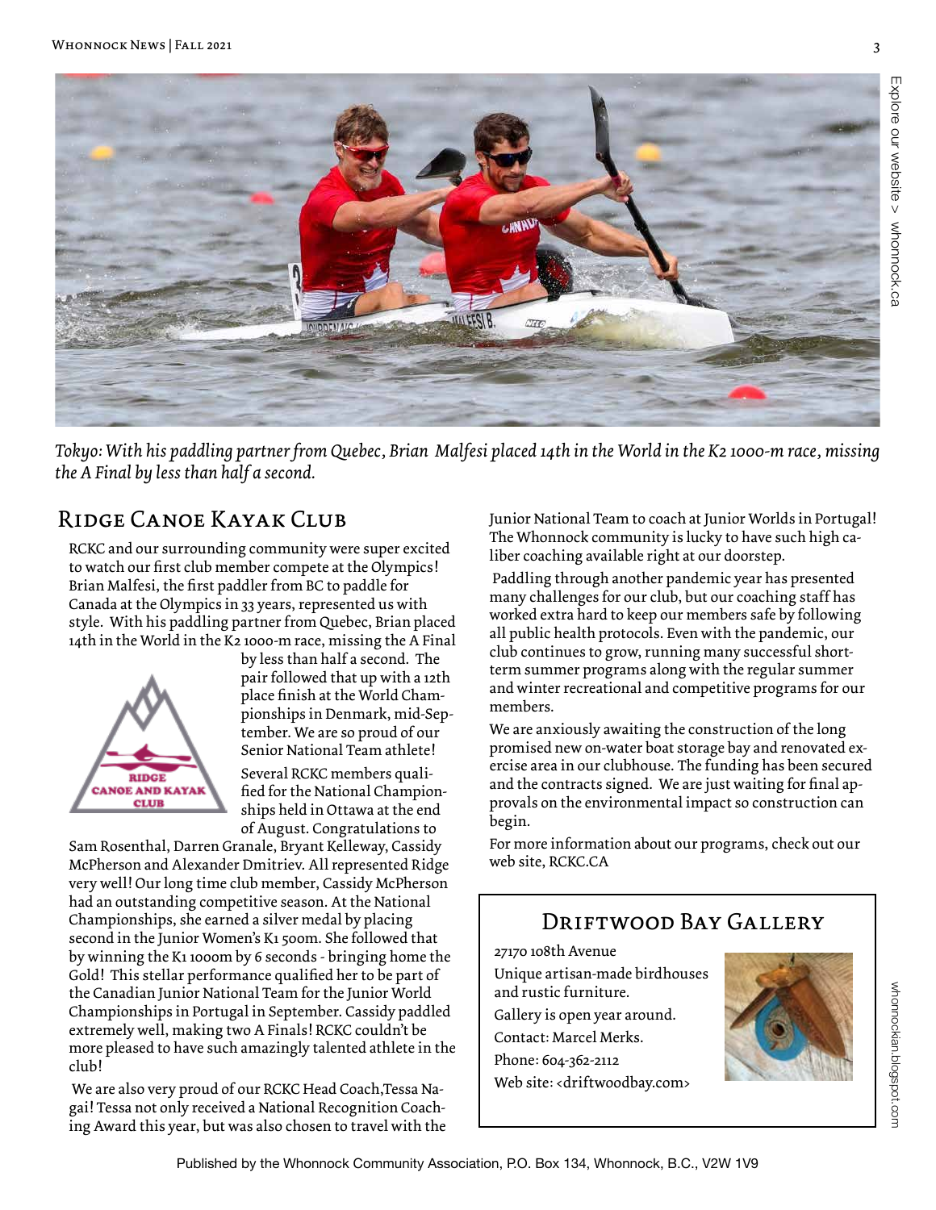*Tokyo: With his paddling partner from Quebec, Brian Malfesi placed 14th in the World in the K2 1000-m race, missing the A Final by less than half a second.*

## Ridge Canoe Kayak Club

RCKC and our surrounding community were super excited to watch our first club member compete at the Olympics! Brian Malfesi, the first paddler from BC to paddle for Canada at the Olympics in 33 years, represented us with style. With his paddling partner from Quebec, Brian placed 14th in the World in the K2 1000-m race, missing the A Final by less than half a second. The pair followed that up with a 12th place finish at the World Championships in Denmark, mid-September. We are so proud of our Senior National Team athlete!

Several RCKC members qualified for the National Championships held in Ottawa at the end of August. Congratulations to Sam Rosenthal, Darren Granale, Bryant Kelleway, Cassidy McPherson and Alexander Dmitriev. All represented Ridge very well! Our long time club member, Cassidy McPherson had an outstanding competitive season. At the National Championships, she earned a silver medal by placing second in the Junior Women's K1 500m. She followed that by winning the K1 1000m by 6 seconds - bringing home the Gold! This stellar performance qualified her to be part of the Canadian Junior National Team for the Junior World Championships in Portugal in September. Cassidy paddled extremely well, making two A Finals! RCKC couldn't be more pleased to have such amazingly talented athlete in the club!

We are also very proud of our RCKC Head Coach,Tessa Nagai! Tessa not only received a National Recognition Coaching Award this year, but was also chosen to travel with the Junior National Team to coach at Junior Worlds in Portugal! The Whonnock community is lucky to have such high caliber coaching available right at our doorstep.

Paddling through another pandemic year has presented many challenges for our club, but our coaching staff has worked extra hard to keep our members safe by following all public health protocols. Even with the pandemic, our club continues to grow, running many successful short-term summer programs along with the regular summer and winter recreational and competitive programs for our members.

We are anxiously awaiting the construction of the long promised new on-water boat storage bay and renovated exercise area in our clubhouse. The funding has been secured and the contracts signed. We are just waiting for final approvals on the environmental impact so construction can begin.

For more information about our programs, check out our web site, RCKC.CA

## Driftwood Bay Gallery

27170 108th Avenue

Unique artisan-made birdhouses and rustic furniture.

Gallery is open year around.

Contact: Marcel Merks.

Phone: 604-362-2112

Web site: <driftwoodbay.com>

Published by the Whonnock Community Association, P.O. Box 134, Whonnock, B.C., V2W 1V9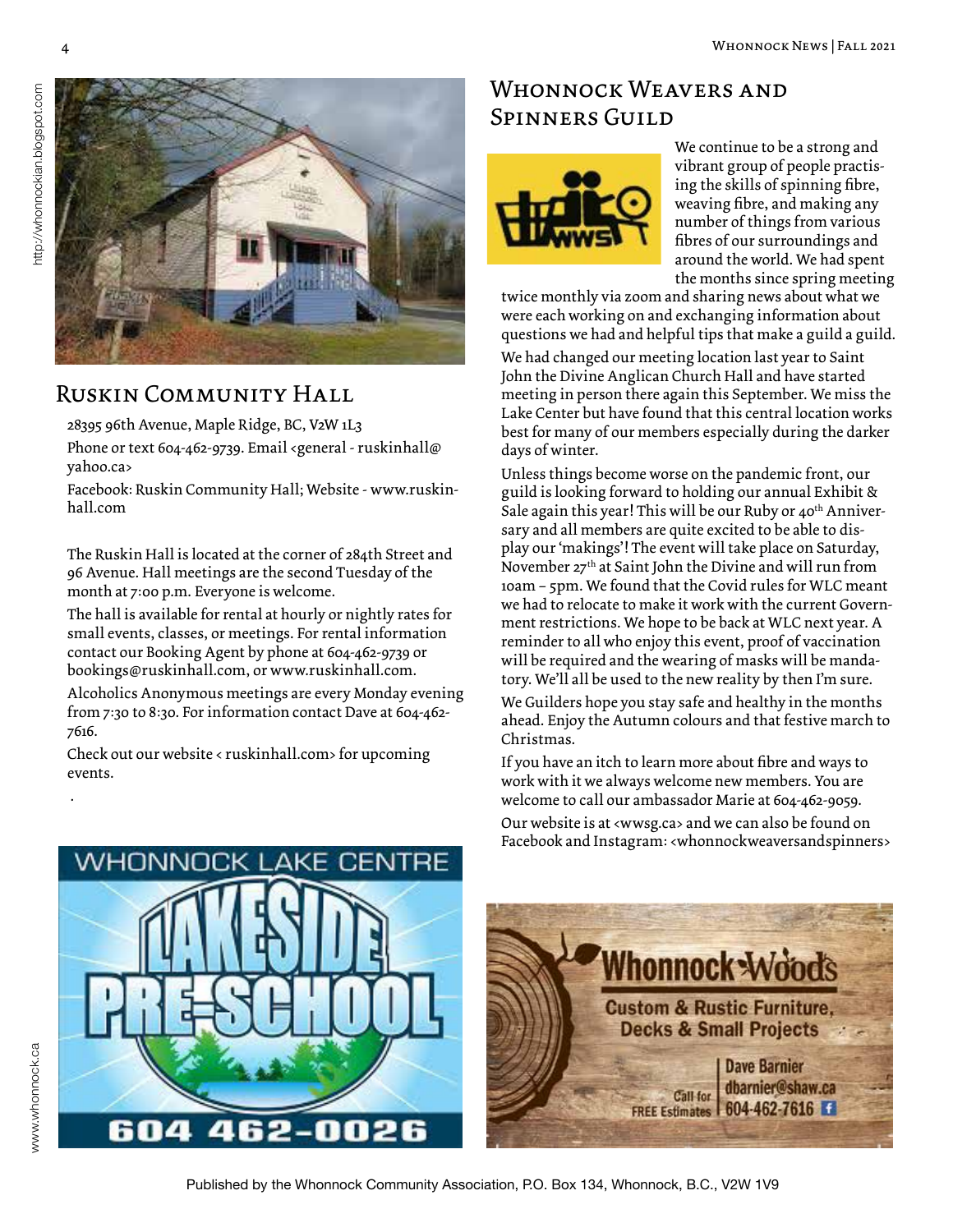## Ruskin Community Hall

28395 96th Avenue, Maple Ridge, BC, V2W 1L3

Phone or text 604-462-9739. Email <general - ruskinhall@yahoo.ca>

Facebook: Ruskin Community Hall; Website - www.ruskinhall.com

The Ruskin Hall is located at the corner of 284th Street and 96 Avenue. Hall meetings are the second Tuesday of the month at 7:00 p.m. Everyone is welcome.

The hall is available for rental at hourly or nightly rates for small events, classes, or meetings. For rental information contact our Booking Agent by phone at 604-462-9739 or bookings@ruskinhall.com, or www.ruskinhall.com.

Alcoholics Anonymous meetings are every Monday evening from 7:30 to 8:30. For information contact Dave at 604-462-7616.

Check out our website < ruskinhall.com> for upcoming events.

## Whonnock Weavers and Spinners Guild

We continue to be a strong and vibrant group of people practising the skills of spinning fibre, weaving fibre, and making any number of things from various fibres of our surroundings and around the world. We had spent the months since spring meeting twice monthly via zoom and sharing news about what we were each working on and exchanging information about questions we had and helpful tips that make a guild a guild.

We had changed our meeting location last year to Saint John the Divine Anglican Church Hall and have started meeting in person there again this September. We miss the Lake Center but have found that this central location works best for many of our members especially during the darker days of winter.

Unless things become worse on the pandemic front, our guild is looking forward to holding our annual Exhibit & Sale again this year! This will be our Ruby or 40th Anniversary and all members are quite excited to be able to display our 'makings'! The event will take place on Saturday, November 27th at Saint John the Divine and will run from 10am – 5pm. We found that the Covid rules for WLC meant we had to relocate to make it work with the current Government restrictions. We hope to be back at WLC next year. A reminder to all who enjoy this event, proof of vaccination will be required and the wearing of masks will be mandatory. We'll all be used to the new reality by then I'm sure.

We Guilders hope you stay safe and healthy in the months ahead. Enjoy the Autumn colours and that festive march to Christmas.

If you have an itch to learn more about fibre and ways to work with it we always welcome new members. You are welcome to call our ambassador Marie at 604-462-9059.

Our website is at <wwsg.ca> and we can also be found on Facebook and Instagram: <whonnockweaversandspinners>

WHONNOCK LAKE CENTRE
LAKESIDE PRE-SCHOOL
604 462-0026

Whonnock Woods
Custom & Rustic Furniture, Decks & Small Projects
Call for FREE Estimates
Dave Barnier
dbarnier@shaw.ca
604-462-7616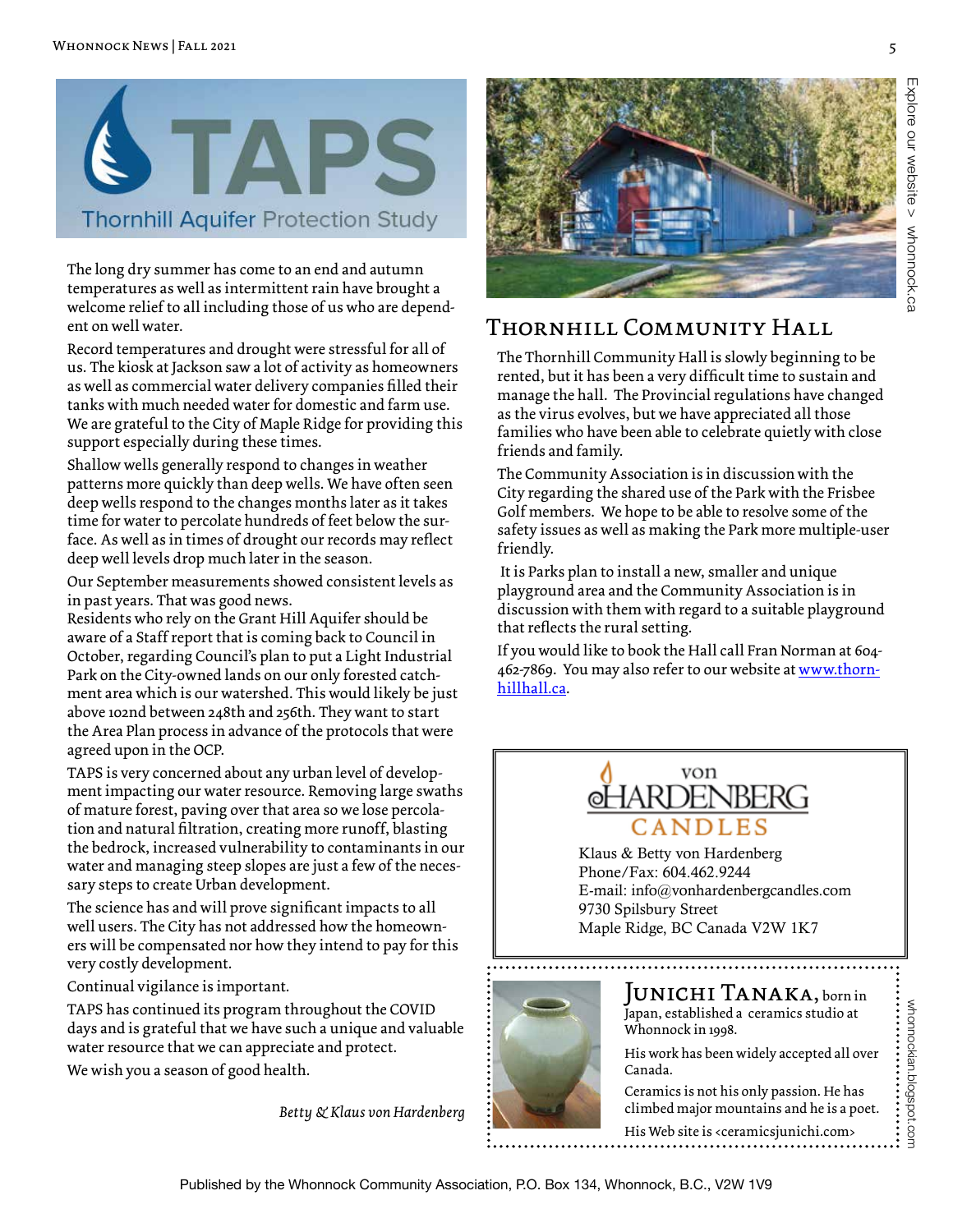# TAPS

## Thornhill Aquifer Protection Study

The long dry summer has come to an end and autumn temperatures as well as intermittent rain have brought a welcome relief to all including those of us who are dependent on well water.

Record temperatures and drought were stressful for all of us. The kiosk at Jackson saw a lot of activity as homeowners as well as commercial water delivery companies filled their tanks with much needed water for domestic and farm use. We are grateful to the City of Maple Ridge for providing this support especially during these times.

Shallow wells generally respond to changes in weather patterns more quickly than deep wells. We have often seen deep wells respond to the changes months later as it takes time for water to percolate hundreds of feet below the surface. As well as in times of drought our records may reflect deep well levels drop much later in the season.

Our September measurements showed consistent levels as in past years. That was good news.

Residents who rely on the Grant Hill Aquifer should be aware of a Staff report that is coming back to Council in October, regarding Council's plan to put a Light Industrial Park on the City-owned lands on our only forested catchment area which is our watershed. This would likely be just above 102nd between 248th and 256th. They want to start the Area Plan process in advance of the protocols that were agreed upon in the OCP.

TAPS is very concerned about any urban level of development impacting our water resource. Removing large swaths of mature forest, paving over that area so we lose percolation and natural filtration, creating more runoff, blasting the bedrock, increased vulnerability to contaminants in our water and managing steep slopes are just a few of the necessary steps to create Urban development.

The science has and will prove significant impacts to all well users. The City has not addressed how the homeowners will be compensated nor how they intend to pay for this very costly development.

Continual vigilance is important.

TAPS has continued its program throughout the COVID days and is grateful that we have such a unique and valuable water resource that we can appreciate and protect.

We wish you a season of good health.

*Betty & Klaus von Hardenberg*

## Thornhill Community Hall

The Thornhill Community Hall is slowly beginning to be rented, but it has been a very difficult time to sustain and manage the hall. The Provincial regulations have changed as the virus evolves, but we have appreciated all those families who have been able to celebrate quietly with close friends and family.

The Community Association is in discussion with the City regarding the shared use of the Park with the Frisbee Golf members. We hope to be able to resolve some of the safety issues as well as making the Park more multiple-user friendly.

It is Parks plan to install a new, smaller and unique playground area and the Community Association is in discussion with them with regard to a suitable playground that reflects the rural setting.

If you would like to book the Hall call Fran Norman at 604-462-7869. You may also refer to our website at www.thornhillhall.ca.

Explore our website > whonnock.ca

---

**von HARDENBERG CANDLES**

Klaus & Betty von Hardenberg
Phone/Fax: 604.462.9244
E-mail: info@vonhardenbergcandles.com
9730 Spilsbury Street
Maple Ridge, BC Canada V2W 1K7

---

**Junichi Tanaka,** born in Japan, established a ceramics studio at Whonnock in 1998.

His work has been widely accepted all over Canada.

Ceramics is not his only passion. He has climbed major mountains and he is a poet.

His Web site is <ceramicsjunichi.com>

whonnockian.blogspot.com

Published by the Whonnock Community Association, P.O. Box 134, Whonnock, B.C., V2W 1V9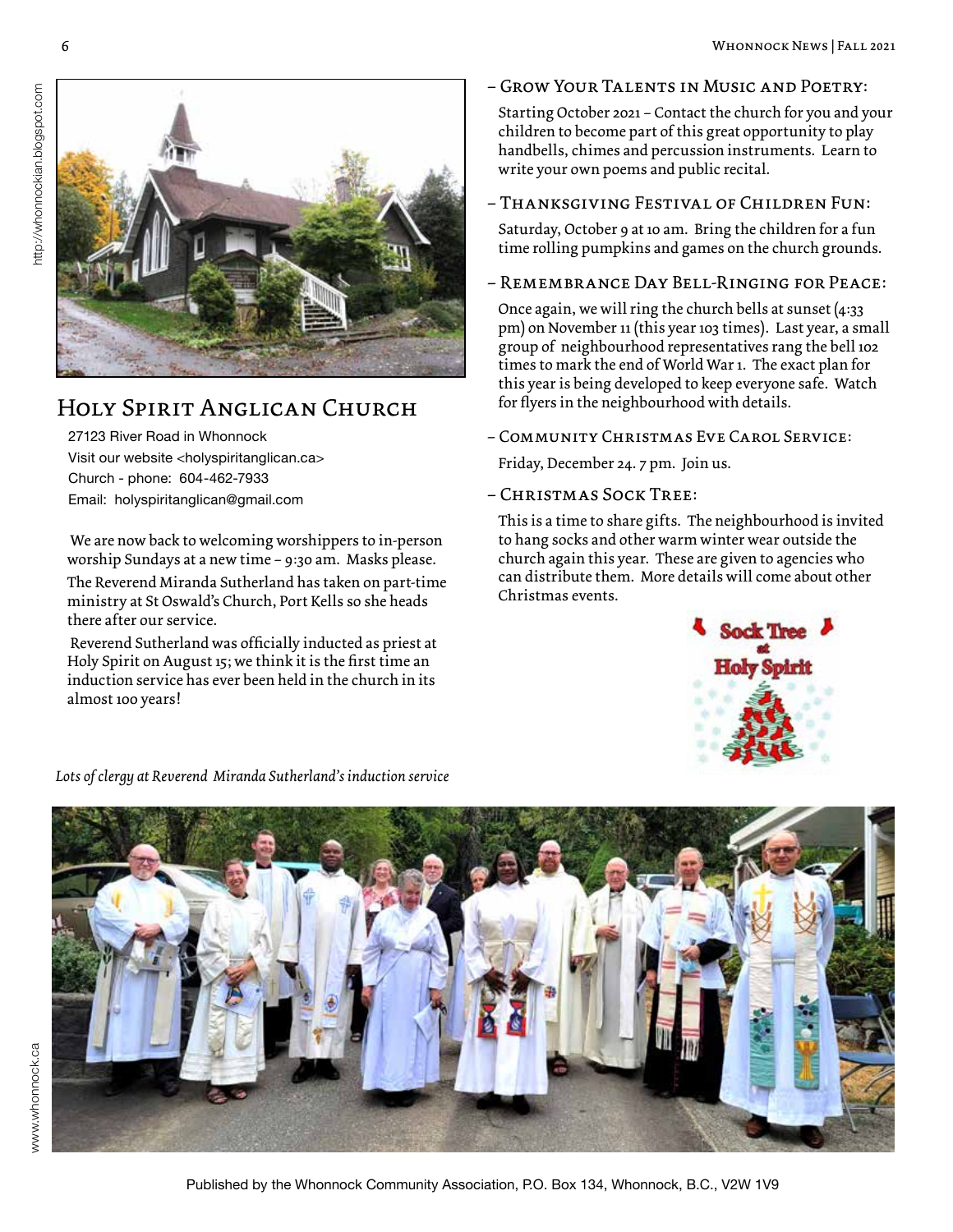# Holy Spirit Anglican Church

27123 River Road in Whonnock
Visit our website <holyspiritanglican.ca>
Church - phone: 604-462-7933
Email: holyspiritanglican@gmail.com

We are now back to welcoming worshippers to in-person worship Sundays at a new time – 9:30 am. Masks please.

The Reverend Miranda Sutherland has taken on part-time ministry at St Oswald's Church, Port Kells so she heads there after our service.

Reverend Sutherland was officially inducted as priest at Holy Spirit on August 15; we think it is the first time an induction service has ever been held in the church in its almost 100 years!

## – Grow Your Talents in Music and Poetry:

Starting October 2021 – Contact the church for you and your children to become part of this great opportunity to play handbells, chimes and percussion instruments. Learn to write your own poems and public recital.

## – Thanksgiving Festival of Children Fun:

Saturday, October 9 at 10 am. Bring the children for a fun time rolling pumpkins and games on the church grounds.

## – Remembrance Day Bell-Ringing for Peace:

Once again, we will ring the church bells at sunset (4:33 pm) on November 11 (this year 103 times). Last year, a small group of neighbourhood representatives rang the bell 102 times to mark the end of World War 1. The exact plan for this year is being developed to keep everyone safe. Watch for flyers in the neighbourhood with details.

## – Community Christmas Eve Carol Service:

Friday, December 24. 7 pm. Join us.

## – Christmas Sock Tree:

This is a time to share gifts. The neighbourhood is invited to hang socks and other warm winter wear outside the church again this year. These are given to agencies who can distribute them. More details will come about other Christmas events.

*Lots of clergy at Reverend Miranda Sutherland's induction service*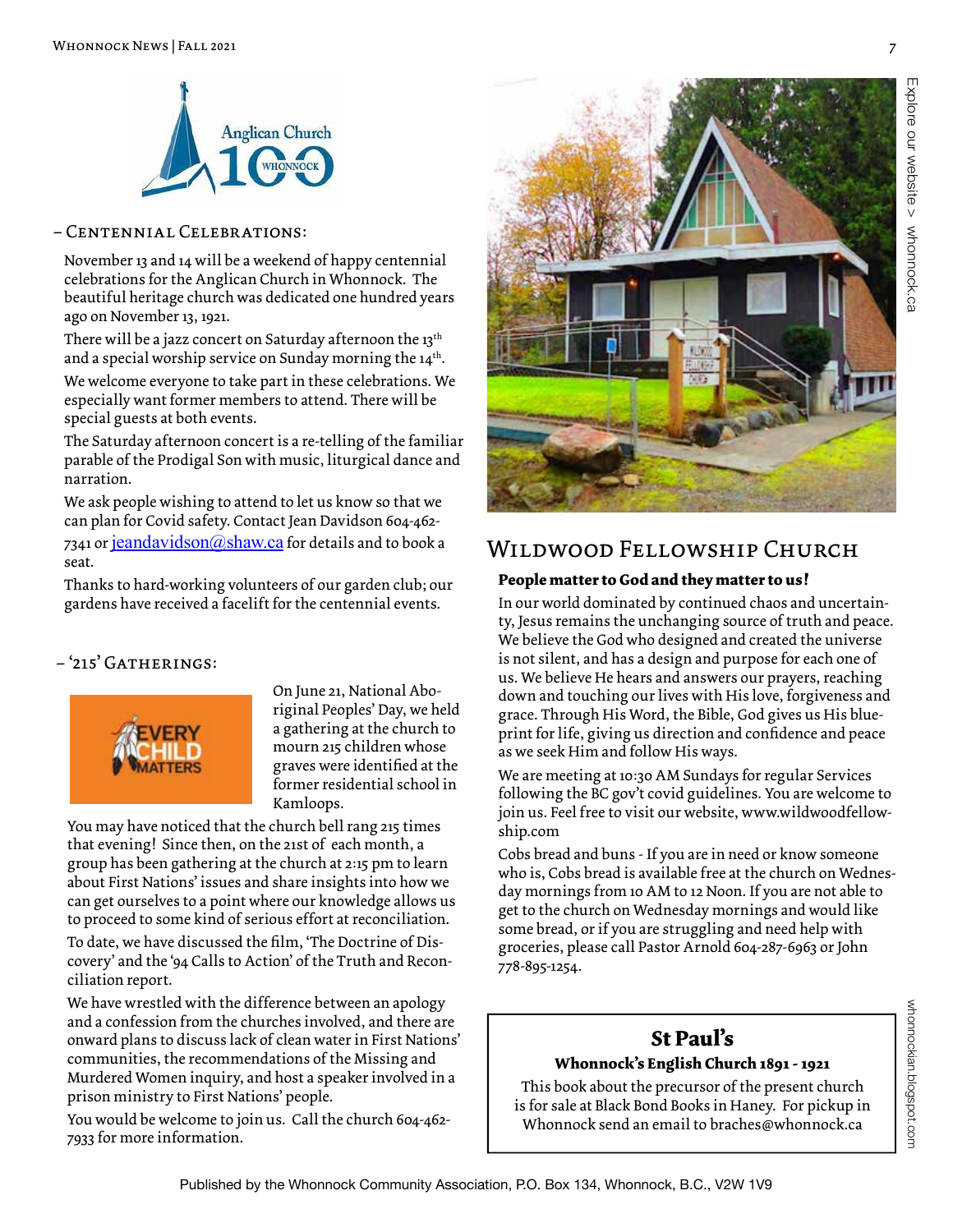Anglican Church 100 WHONNOCK

## – Centennial Celebrations:

November 13 and 14 will be a weekend of happy centennial celebrations for the Anglican Church in Whonnock. The beautiful heritage church was dedicated one hundred years ago on November 13, 1921.

There will be a jazz concert on Saturday afternoon the 13th and a special worship service on Sunday morning the 14th.

We welcome everyone to take part in these celebrations. We especially want former members to attend. There will be special guests at both events.

The Saturday afternoon concert is a re-telling of the familiar parable of the Prodigal Son with music, liturgical dance and narration.

We ask people wishing to attend to let us know so that we can plan for Covid safety. Contact Jean Davidson 604-462-7341 or jeandavidson@shaw.ca for details and to book a seat.

Thanks to hard-working volunteers of our garden club; our gardens have received a facelift for the centennial events.

## – '215' Gatherings:

EVERY CHILD MATTERS

On June 21, National Aboriginal Peoples' Day, we held a gathering at the church to mourn 215 children whose graves were identified at the former residential school in Kamloops.

You may have noticed that the church bell rang 215 times that evening! Since then, on the 21st of each month, a group has been gathering at the church at 2:15 pm to learn about First Nations' issues and share insights into how we can get ourselves to a point where our knowledge allows us to proceed to some kind of serious effort at reconciliation.

To date, we have discussed the film, 'The Doctrine of Discovery' and the '94 Calls to Action' of the Truth and Reconciliation report.

We have wrestled with the difference between an apology and a confession from the churches involved, and there are onward plans to discuss lack of clean water in First Nations' communities, the recommendations of the Missing and Murdered Women inquiry, and host a speaker involved in a prison ministry to First Nations' people.

You would be welcome to join us. Call the church 604-462-7933 for more information.

## Wildwood Fellowship Church

**People matter to God and they matter to us!**

In our world dominated by continued chaos and uncertainty, Jesus remains the unchanging source of truth and peace. We believe the God who designed and created the universe is not silent, and has a design and purpose for each one of us. We believe He hears and answers our prayers, reaching down and touching our lives with His love, forgiveness and grace. Through His Word, the Bible, God gives us His blueprint for life, giving us direction and confidence and peace as we seek Him and follow His ways.

We are meeting at 10:30 AM Sundays for regular Services following the BC gov't covid guidelines. You are welcome to join us. Feel free to visit our website, www.wildwoodfellowship.com

Cobs bread and buns - If you are in need or know someone who is, Cobs bread is available free at the church on Wednesday mornings from 10 AM to 12 Noon. If you are not able to get to the church on Wednesday mornings and would like some bread, or if you are struggling and need help with groceries, please call Pastor Arnold 604-287-6963 or John 778-895-1254.

## St Paul's

**Whonnock's English Church 1891 - 1921**

This book about the precursor of the present church is for sale at Black Bond Books in Haney. For pickup in Whonnock send an email to braches@whonnock.ca

Explore our website > whonnock.ca

whonnockian.blogspot.com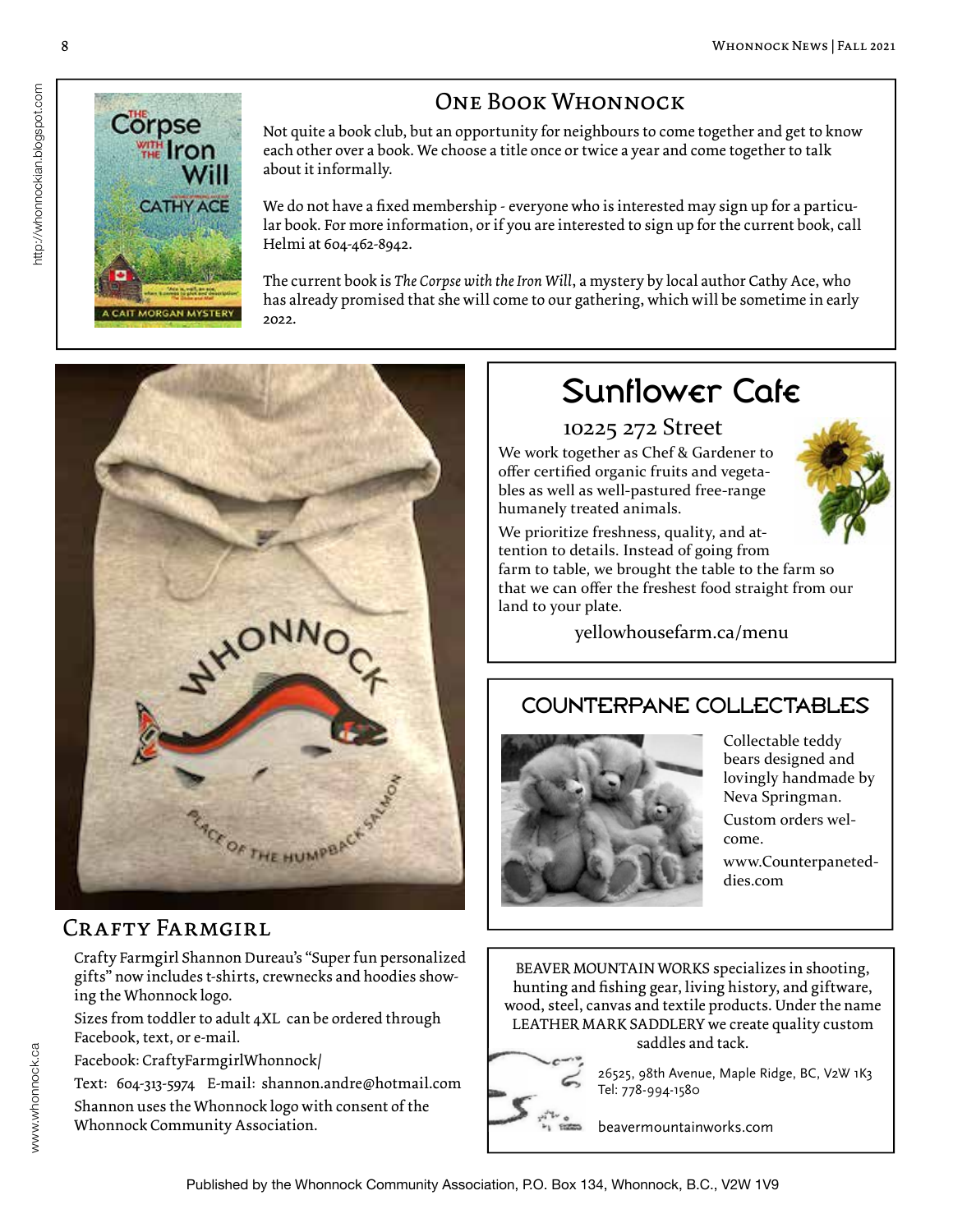## One Book Whonnock

Not quite a book club, but an opportunity for neighbours to come together and get to know each other over a book. We choose a title once or twice a year and come together to talk about it informally.

We do not have a fixed membership - everyone who is interested may sign up for a particular book. For more information, or if you are interested to sign up for the current book, call Helmi at 604-462-8942.

The current book is *The Corpse with the Iron Will*, a mystery by local author Cathy Ace, who has already promised that she will come to our gathering, which will be sometime in early 2022.

## Crafty Farmgirl

Crafty Farmgirl Shannon Dureau's "Super fun personalized gifts" now includes t-shirts, crewnecks and hoodies showing the Whonnock logo.

Sizes from toddler to adult 4XL can be ordered through Facebook, text, or e-mail.

Facebook: CraftyFarmgirlWhonnock/

Text: 604-313-5974 E-mail: shannon.andre@hotmail.com

Shannon uses the Whonnock logo with consent of the Whonnock Community Association.

## Sunflower Cafe

10225 272 Street

We work together as Chef & Gardener to offer certified organic fruits and vegetables as well as well-pastured free-range humanely treated animals.

We prioritize freshness, quality, and attention to details. Instead of going from farm to table, we brought the table to the farm so that we can offer the freshest food straight from our land to your plate.

yellowhousefarm.ca/menu

## COUNTERPANE COLLECTABLES

Collectable teddy bears designed and lovingly handmade by Neva Springman.

Custom orders welcome.

www.Counterpaneteddies.com

BEAVER MOUNTAIN WORKS specializes in shooting, hunting and fishing gear, living history, and giftware, wood, steel, canvas and textile products. Under the name LEATHER MARK SADDLERY we create quality custom saddles and tack.

26525, 98th Avenue, Maple Ridge, BC, V2W 1K3
Tel: 778-994-1580

beavermountainworks.com

Published by the Whonnock Community Association, P.O. Box 134, Whonnock, B.C., V2W 1V9